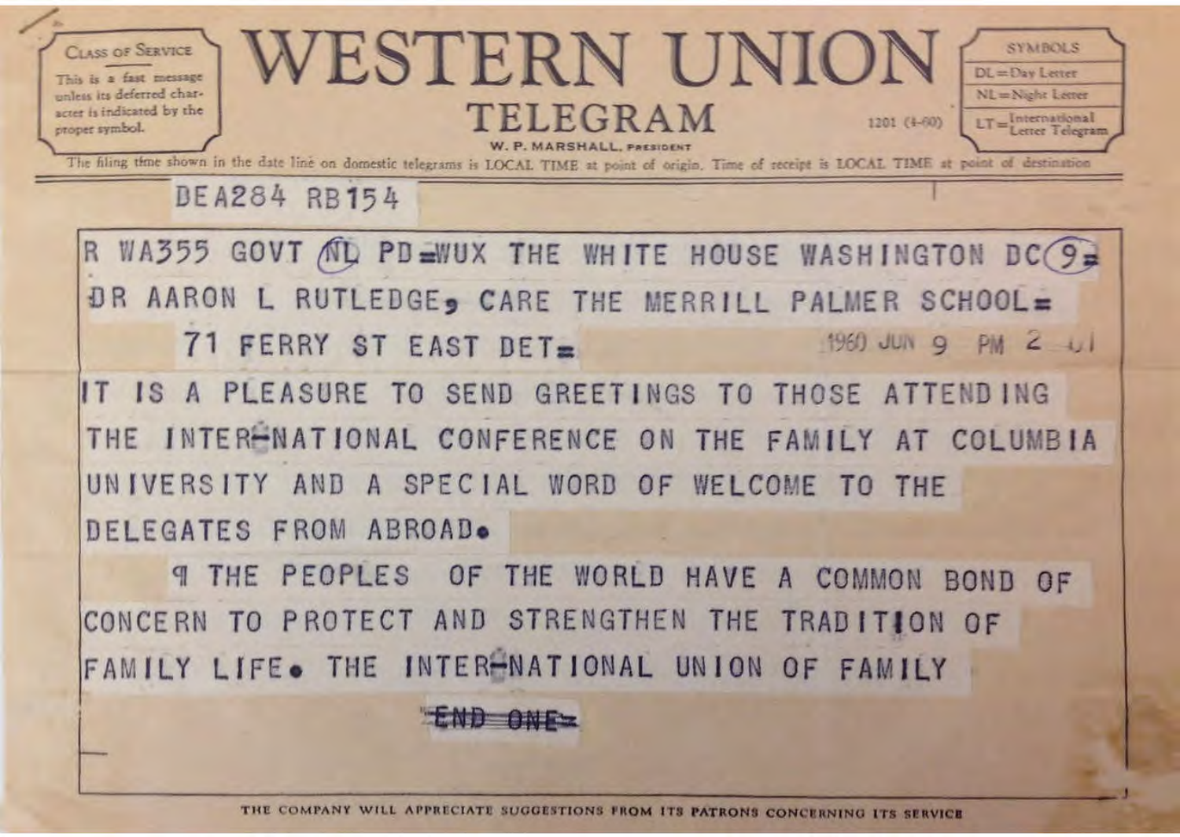CLASS OF SERVICE

This is a fast message unless its deferred character is indicated by the proper symbol.

# WESTERN UNION

## TELEGRAM

W. P. MARSHALL, PRESIDENT

1201 (4-60)

SYMBOLS

DL = Day Letter

NL = Night Letter

LT = International Letter Telegram

The filing time shown in the date line on domestic telegrams is LOCAL TIME at point of origin. Time of receipt is LOCAL TIME at point of destination

DEA284 RB154

R WA355 GOVT NL PD=WUX THE WHITE HOUSE WASHINGTON DC 9=

DR AARON L RUTLEDGE, CARE THE MERRILL PALMER SCHOOL=

71 FERRY ST EAST DET=

1960 JUN 9 PM 2 01

IT IS A PLEASURE TO SEND GREETINGS TO THOSE ATTENDING THE INTER-NATIONAL CONFERENCE ON THE FAMILY AT COLUMBIA UNIVERSITY AND A SPECIAL WORD OF WELCOME TO THE DELEGATES FROM ABROAD.

¶ THE PEOPLES OF THE WORLD HAVE A COMMON BOND OF CONCERN TO PROTECT AND STRENGTHEN THE TRADITION OF FAMILY LIFE. THE INTER-NATIONAL UNION OF FAMILY

END ONE=

THE COMPANY WILL APPRECIATE SUGGESTIONS FROM ITS PATRONS CONCERNING ITS SERVICE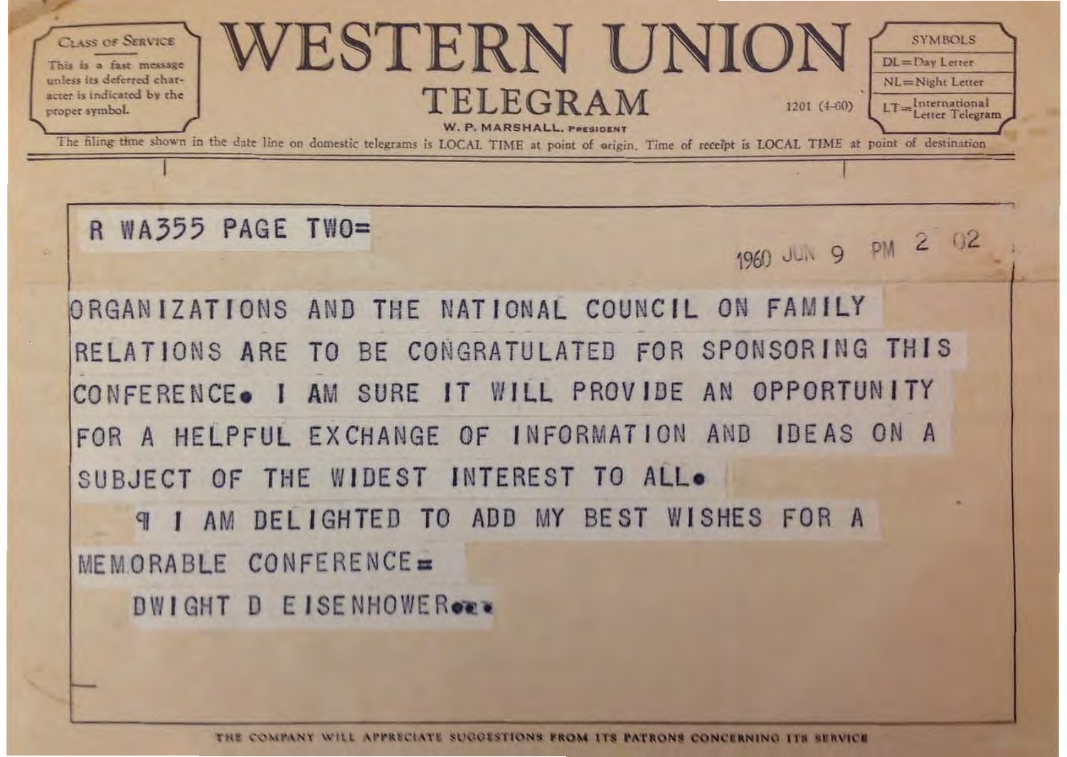# WESTERN UNION

## TELEGRAM

W. P. MARSHALL, PRESIDENT

CLASS OF SERVICE
This is a fast message unless its deferred character is indicated by the proper symbol.

1201 (4-60)

SYMBOLS
DL=Day Letter
NL=Night Letter
LT=International Letter Telegram

The filing time shown in the date line on domestic telegrams is LOCAL TIME at point of origin. Time of receipt is LOCAL TIME at point of destination

R WA355 PAGE TWO=

1960 JUN 9 PM 2 02

ORGANIZATIONS AND THE NATIONAL COUNCIL ON FAMILY RELATIONS ARE TO BE CONGRATULATED FOR SPONSORING THIS CONFERENCE. I AM SURE IT WILL PROVIDE AN OPPORTUNITY FOR A HELPFUL EXCHANGE OF INFORMATION AND IDEAS ON A SUBJECT OF THE WIDEST INTEREST TO ALL.

¶ I AM DELIGHTED TO ADD MY BEST WISHES FOR A MEMORABLE CONFERENCE=

DWIGHT D EISENHOWER...

THE COMPANY WILL APPRECIATE SUGGESTIONS FROM ITS PATRONS CONCERNING ITS SERVICE